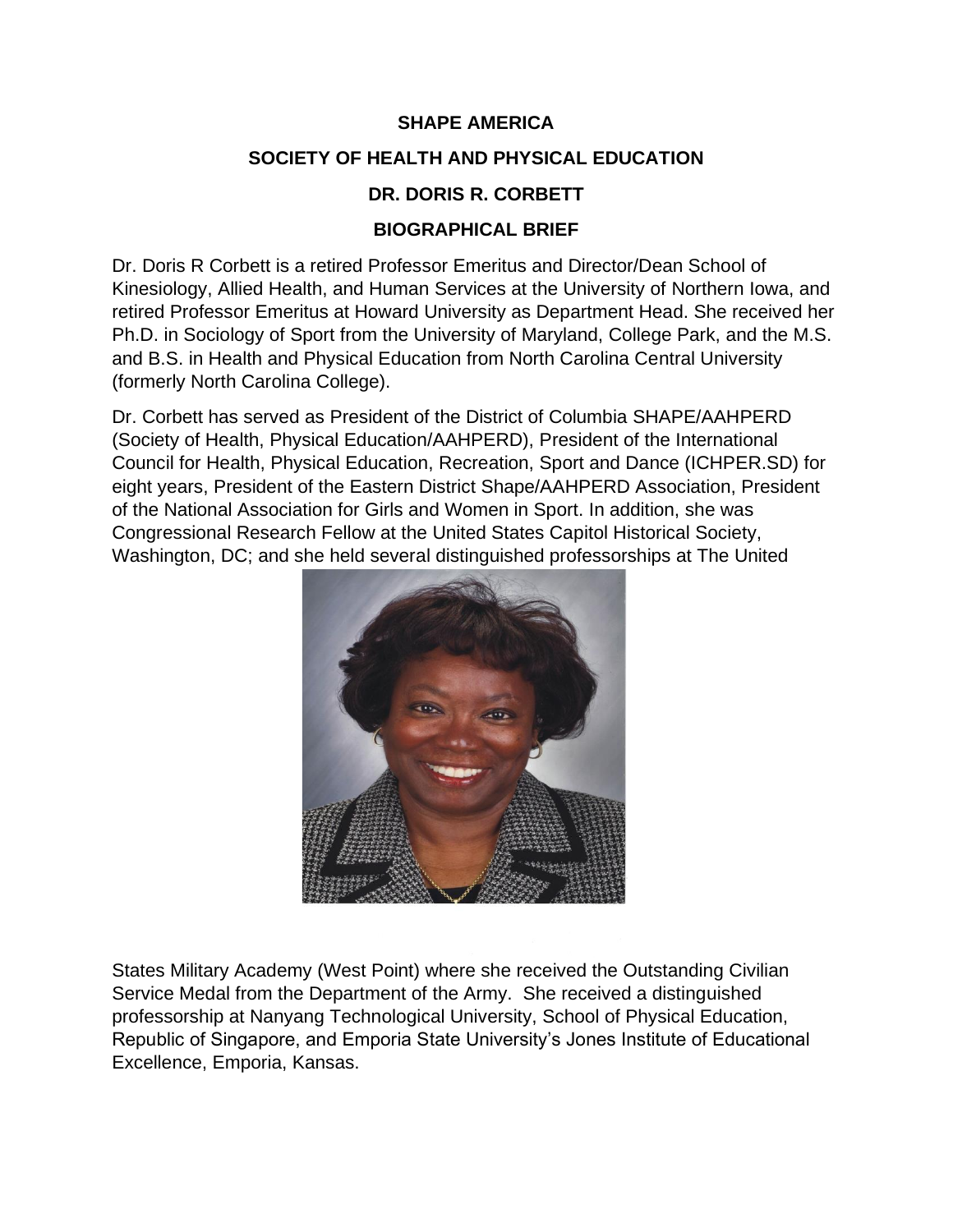**SHAPE AMERICA**

**SOCIETY OF HEALTH AND PHYSICAL EDUCATION**

**DR. DORIS R. CORBETT**

**BIOGRAPHICAL BRIEF**

Dr. Doris R Corbett is a retired Professor Emeritus and Director/Dean School of Kinesiology, Allied Health, and Human Services at the University of Northern Iowa, and retired Professor Emeritus at Howard University as Department Head. She received her Ph.D. in Sociology of Sport from the University of Maryland, College Park, and the M.S. and B.S. in Health and Physical Education from North Carolina Central University (formerly North Carolina College).

Dr. Corbett has served as President of the District of Columbia SHAPE/AAHPERD (Society of Health, Physical Education/AAHPERD), President of the International Council for Health, Physical Education, Recreation, Sport and Dance (ICHPER.SD) for eight years, President of the Eastern District Shape/AAHPERD Association, President of the National Association for Girls and Women in Sport. In addition, she was Congressional Research Fellow at the United States Capitol Historical Society, Washington, DC; and she held several distinguished professorships at The United States Military Academy (West Point) where she received the Outstanding Civilian Service Medal from the Department of the Army. She received a distinguished professorship at Nanyang Technological University, School of Physical Education, Republic of Singapore, and Emporia State University's Jones Institute of Educational Excellence, Emporia, Kansas.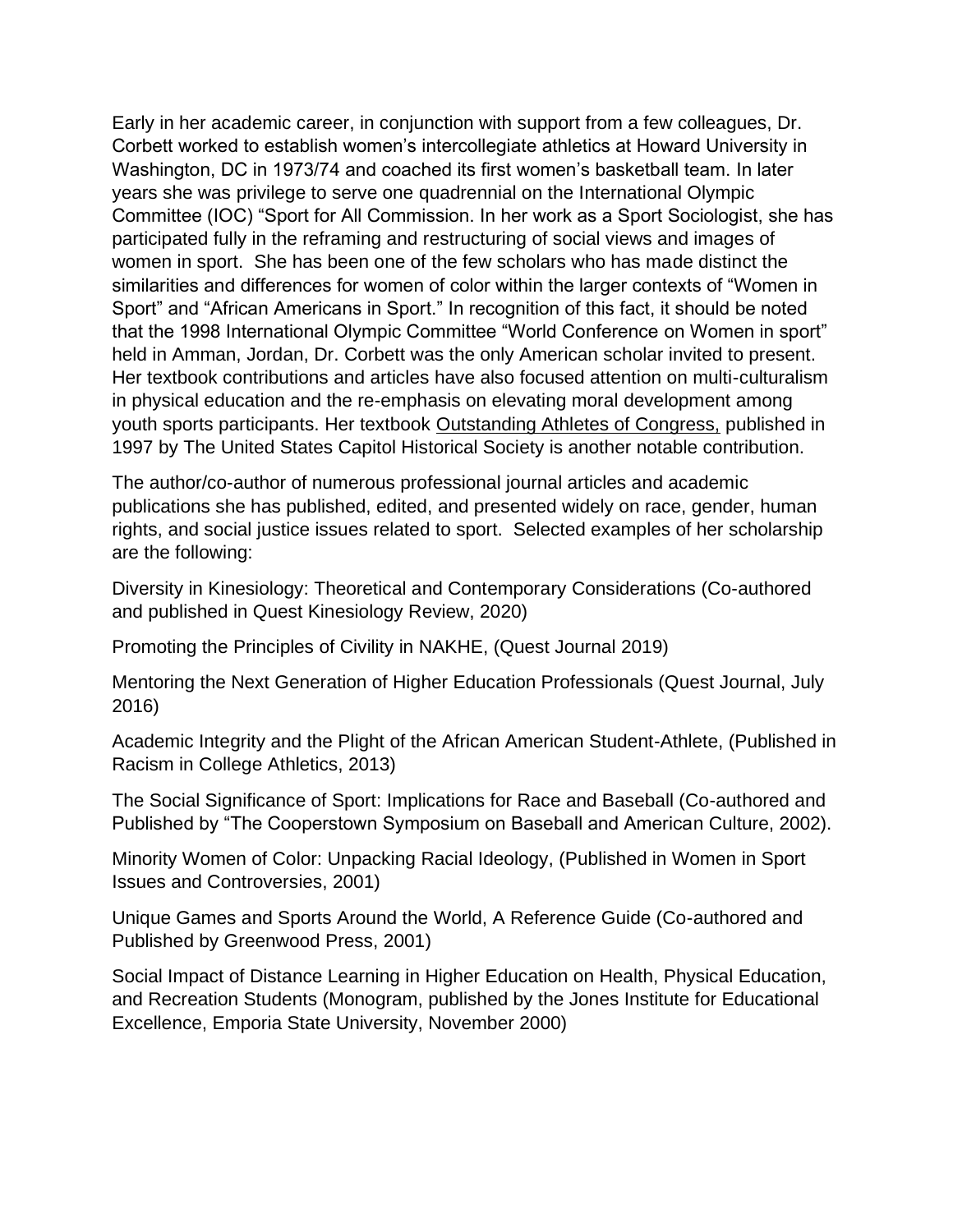Early in her academic career, in conjunction with support from a few colleagues, Dr. Corbett worked to establish women's intercollegiate athletics at Howard University in Washington, DC in 1973/74 and coached its first women's basketball team. In later years she was privilege to serve one quadrennial on the International Olympic Committee (IOC) "Sport for All Commission. In her work as a Sport Sociologist, she has participated fully in the reframing and restructuring of social views and images of women in sport. She has been one of the few scholars who has made distinct the similarities and differences for women of color within the larger contexts of "Women in Sport" and "African Americans in Sport." In recognition of this fact, it should be noted that the 1998 International Olympic Committee "World Conference on Women in sport" held in Amman, Jordan, Dr. Corbett was the only American scholar invited to present. Her textbook contributions and articles have also focused attention on multi-culturalism in physical education and the re-emphasis on elevating moral development among youth sports participants. Her textbook <u>Outstanding Athletes of Congress,</u> published in 1997 by The United States Capitol Historical Society is another notable contribution.

The author/co-author of numerous professional journal articles and academic publications she has published, edited, and presented widely on race, gender, human rights, and social justice issues related to sport. Selected examples of her scholarship are the following:

Diversity in Kinesiology: Theoretical and Contemporary Considerations (Co-authored and published in Quest Kinesiology Review, 2020)

Promoting the Principles of Civility in NAKHE, (Quest Journal 2019)

Mentoring the Next Generation of Higher Education Professionals (Quest Journal, July 2016)

Academic Integrity and the Plight of the African American Student-Athlete, (Published in Racism in College Athletics, 2013)

The Social Significance of Sport: Implications for Race and Baseball (Co-authored and Published by "The Cooperstown Symposium on Baseball and American Culture, 2002).

Minority Women of Color: Unpacking Racial Ideology, (Published in Women in Sport Issues and Controversies, 2001)

Unique Games and Sports Around the World, A Reference Guide (Co-authored and Published by Greenwood Press, 2001)

Social Impact of Distance Learning in Higher Education on Health, Physical Education, and Recreation Students (Monogram, published by the Jones Institute for Educational Excellence, Emporia State University, November 2000)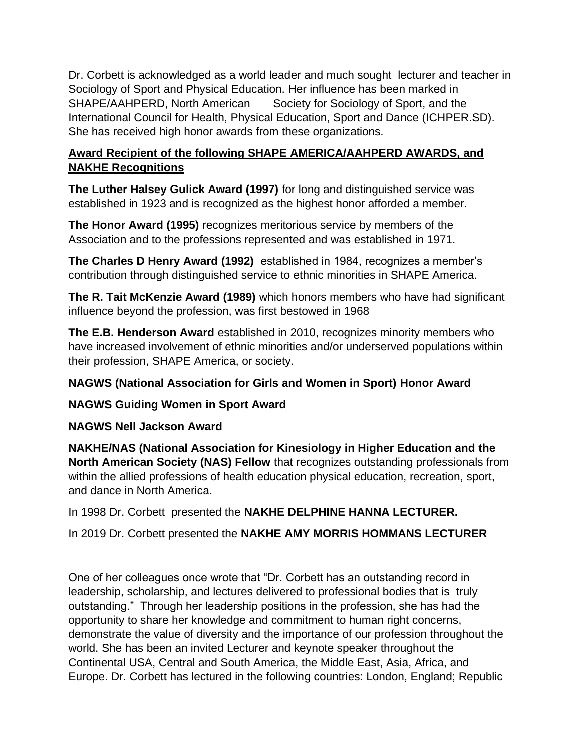Dr. Corbett is acknowledged as a world leader and much sought lecturer and teacher in Sociology of Sport and Physical Education. Her influence has been marked in SHAPE/AAHPERD, North American Society for Sociology of Sport, and the International Council for Health, Physical Education, Sport and Dance (ICHPER.SD). She has received high honor awards from these organizations.

**Award Recipient of the following SHAPE AMERICA/AAHPERD AWARDS, and NAKHE Recognitions**

**The Luther Halsey Gulick Award (1997)** for long and distinguished service was established in 1923 and is recognized as the highest honor afforded a member.

**The Honor Award (1995)** recognizes meritorious service by members of the Association and to the professions represented and was established in 1971.

**The Charles D Henry Award (1992)** established in 1984, recognizes a member's contribution through distinguished service to ethnic minorities in SHAPE America.

**The R. Tait McKenzie Award (1989)** which honors members who have had significant influence beyond the profession, was first bestowed in 1968

**The E.B. Henderson Award** established in 2010, recognizes minority members who have increased involvement of ethnic minorities and/or underserved populations within their profession, SHAPE America, or society.

**NAGWS (National Association for Girls and Women in Sport) Honor Award**

**NAGWS Guiding Women in Sport Award**

**NAGWS Nell Jackson Award**

**NAKHE/NAS (National Association for Kinesiology in Higher Education and the North American Society (NAS) Fellow** that recognizes outstanding professionals from within the allied professions of health education physical education, recreation, sport, and dance in North America.

In 1998 Dr. Corbett presented the **NAKHE DELPHINE HANNA LECTURER.**

In 2019 Dr. Corbett presented the **NAKHE AMY MORRIS HOMMANS LECTURER**

One of her colleagues once wrote that "Dr. Corbett has an outstanding record in leadership, scholarship, and lectures delivered to professional bodies that is truly outstanding." Through her leadership positions in the profession, she has had the opportunity to share her knowledge and commitment to human right concerns, demonstrate the value of diversity and the importance of our profession throughout the world. She has been an invited Lecturer and keynote speaker throughout the Continental USA, Central and South America, the Middle East, Asia, Africa, and Europe. Dr. Corbett has lectured in the following countries: London, England; Republic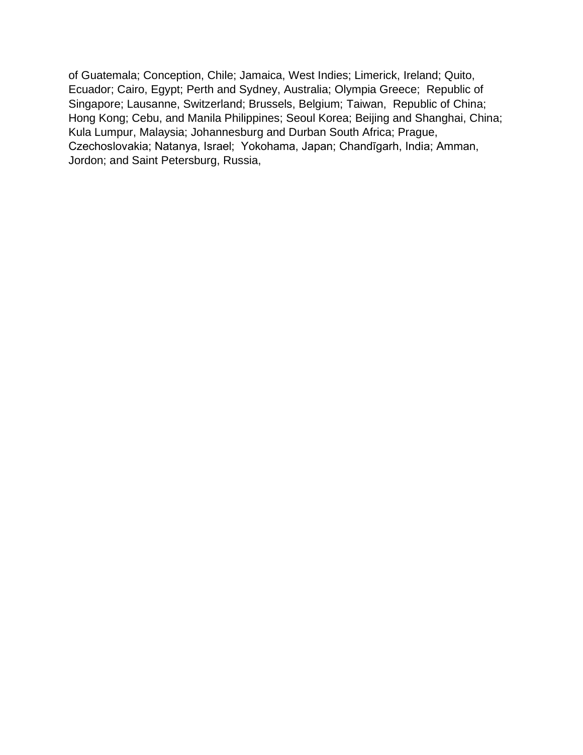of Guatemala; Conception, Chile; Jamaica, West Indies; Limerick, Ireland; Quito, Ecuador; Cairo, Egypt; Perth and Sydney, Australia; Olympia Greece; Republic of Singapore; Lausanne, Switzerland; Brussels, Belgium; Taiwan, Republic of China; Hong Kong; Cebu, and Manila Philippines; Seoul Korea; Beijing and Shanghai, China; Kula Lumpur, Malaysia; Johannesburg and Durban South Africa; Prague, Czechoslovakia; Natanya, Israel; Yokohama, Japan; Chandīgarh, India; Amman, Jordon; and Saint Petersburg, Russia,